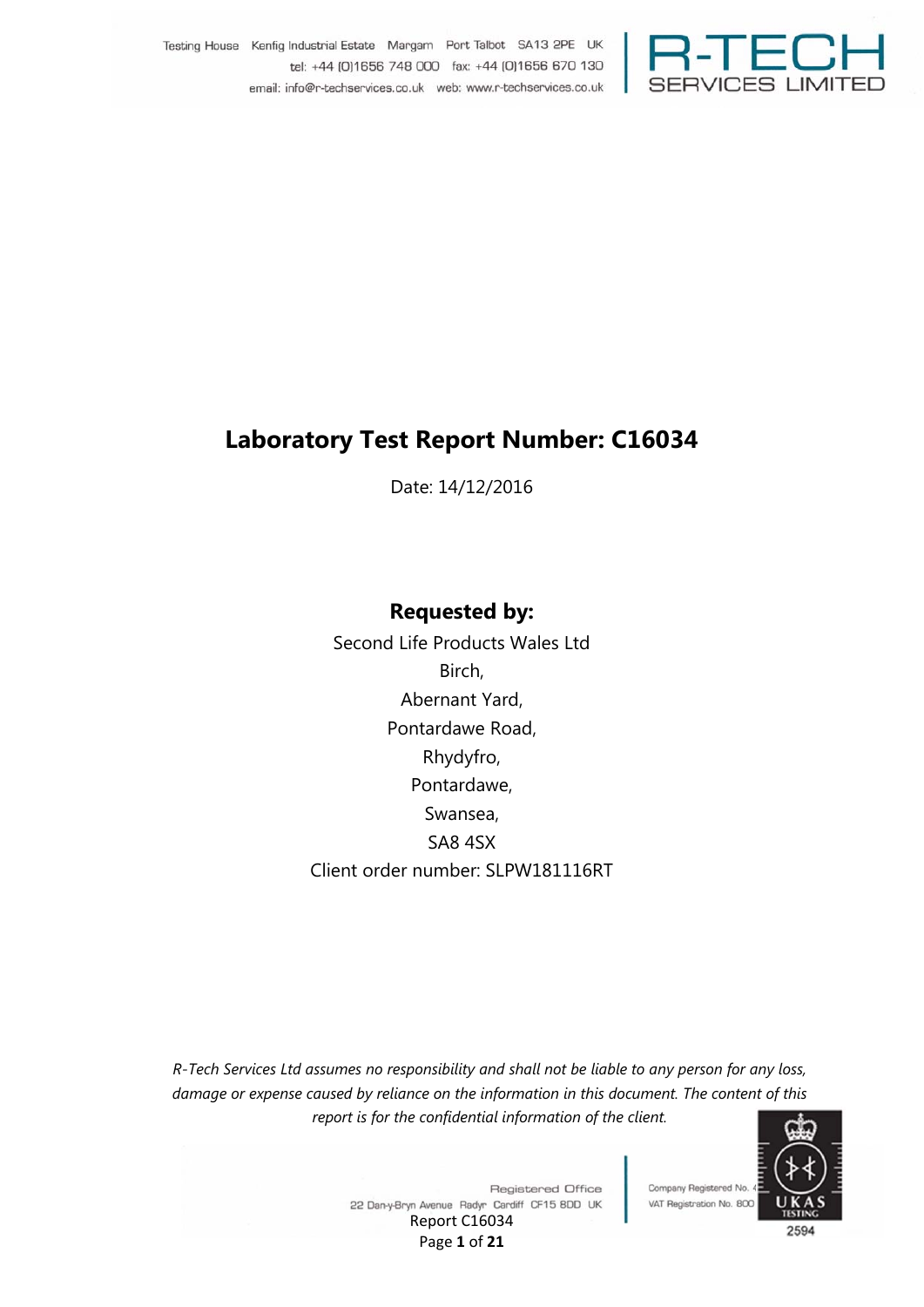# Laboratory Test Report Number: C16034

Date: 14/12/2016

## Requested by:

Second Life Products Wales Ltd
Birch,
Abernant Yard,
Pontardawe Road,
Rhydyfro,
Pontardawe,
Swansea,
SA8 4SX
Client order number: SLPW181116RT

*R-Tech Services Ltd assumes no responsibility and shall not be liable to any person for any loss, damage or expense caused by reliance on the information in this document. The content of this report is for the confidential information of the client.*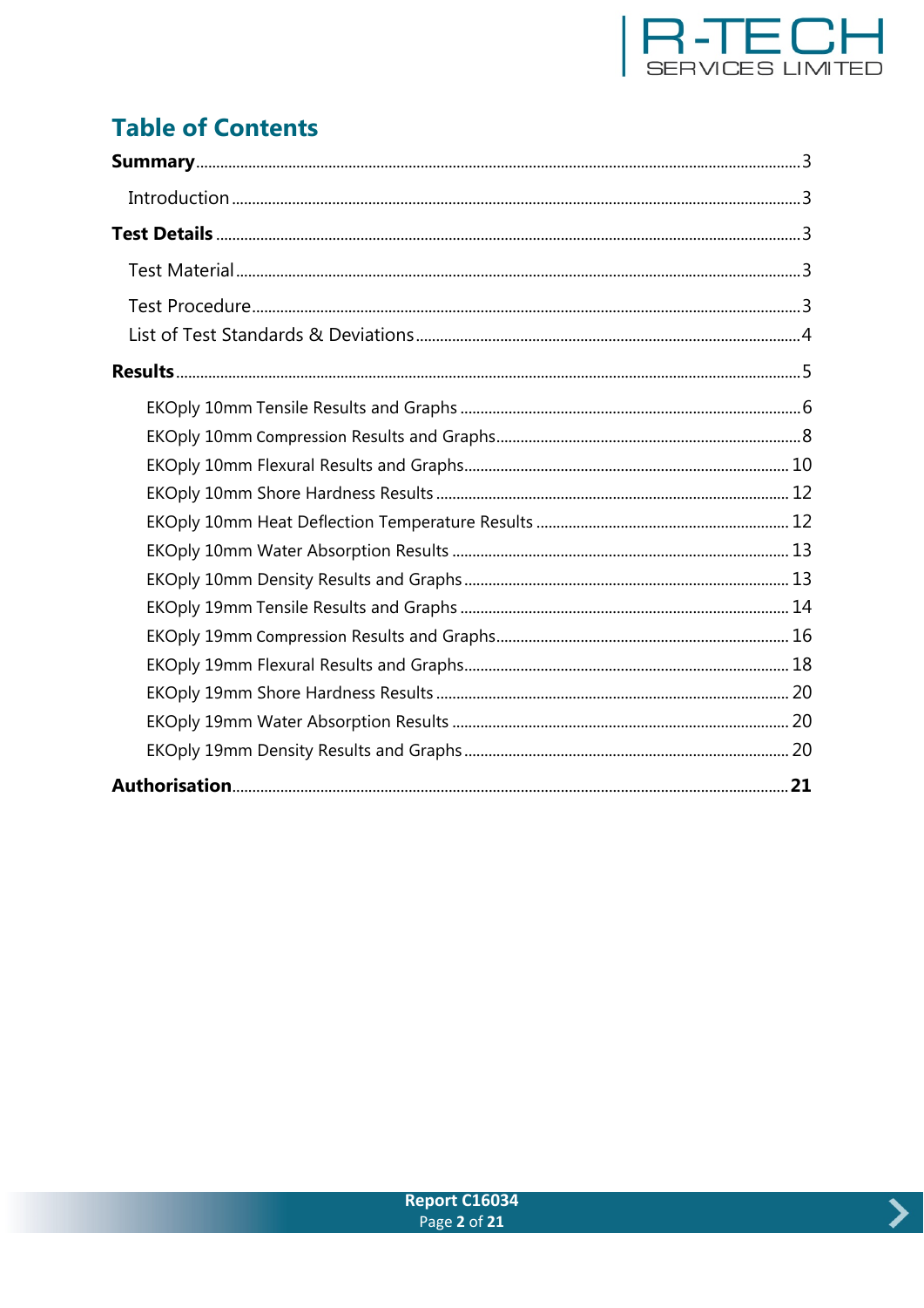# Table of Contents

**Summary** .......... 3

Introduction .......... 3

**Test Details** .......... 3

Test Material .......... 3

Test Procedure .......... 3

List of Test Standards & Deviations .......... 4

**Results** .......... 5

- EKOply 10mm Tensile Results and Graphs .......... 6
- EKOply 10mm Compression Results and Graphs .......... 8
- EKOply 10mm Flexural Results and Graphs .......... 10
- EKOply 10mm Shore Hardness Results .......... 12
- EKOply 10mm Heat Deflection Temperature Results .......... 12
- EKOply 10mm Water Absorption Results .......... 13
- EKOply 10mm Density Results and Graphs .......... 13
- EKOply 19mm Tensile Results and Graphs .......... 14
- EKOply 19mm Compression Results and Graphs .......... 16
- EKOply 19mm Flexural Results and Graphs .......... 18
- EKOply 19mm Shore Hardness Results .......... 20
- EKOply 19mm Water Absorption Results .......... 20
- EKOply 19mm Density Results and Graphs .......... 20

**Authorisation** .......... **21**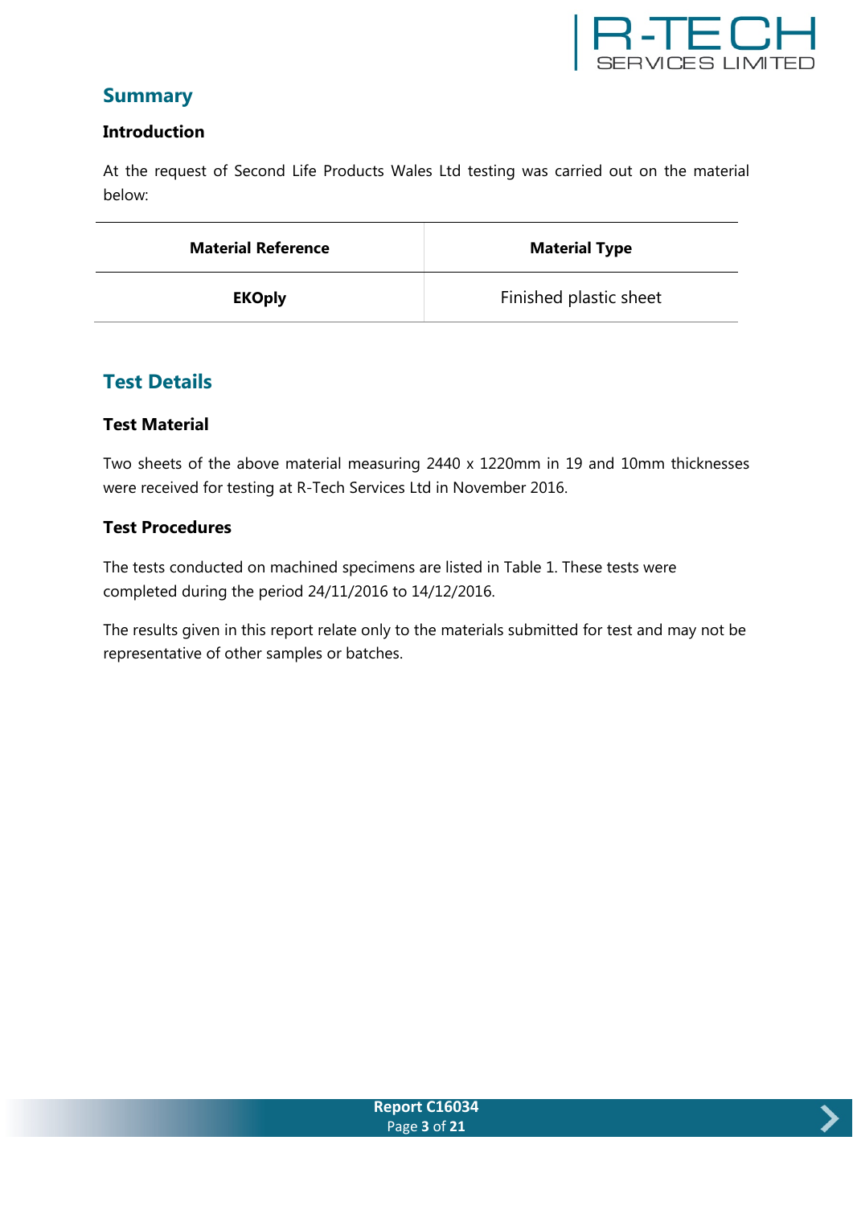## Summary

### Introduction

At the request of Second Life Products Wales Ltd testing was carried out on the material below:

| Material Reference | Material Type |
| --- | --- |
| **EKOply** | Finished plastic sheet |

## Test Details

### Test Material

Two sheets of the above material measuring 2440 x 1220mm in 19 and 10mm thicknesses were received for testing at R-Tech Services Ltd in November 2016.

### Test Procedures

The tests conducted on machined specimens are listed in Table 1. These tests were completed during the period 24/11/2016 to 14/12/2016.

The results given in this report relate only to the materials submitted for test and may not be representative of other samples or batches.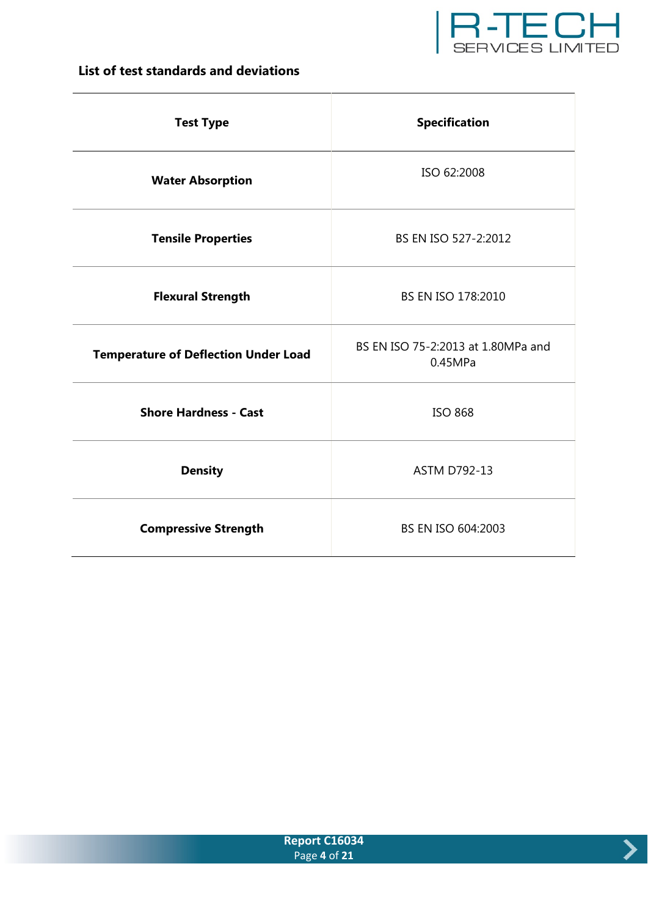### List of test standards and deviations

| Test Type | Specification |
|---|---|
| **Water Absorption** | ISO 62:2008 |
| **Tensile Properties** | BS EN ISO 527-2:2012 |
| **Flexural Strength** | BS EN ISO 178:2010 |
| **Temperature of Deflection Under Load** | BS EN ISO 75-2:2013 at 1.80MPa and 0.45MPa |
| **Shore Hardness - Cast** | ISO 868 |
| **Density** | ASTM D792-13 |
| **Compressive Strength** | BS EN ISO 604:2003 |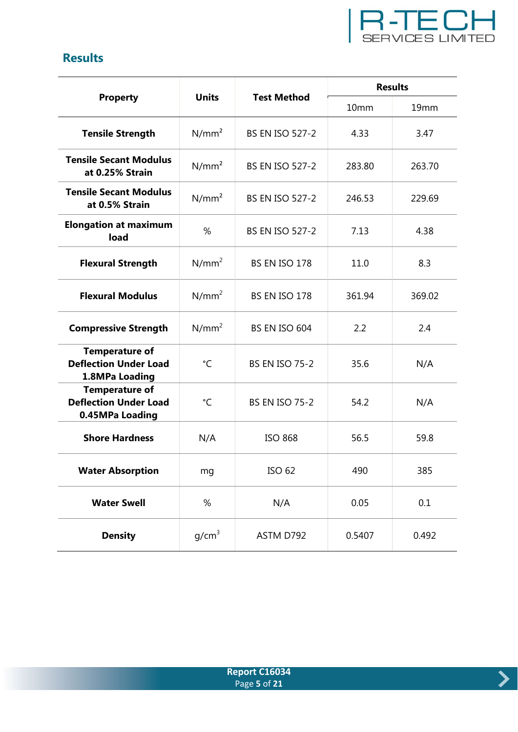## Results

| Property | Units | Test Method | Results | |
|---|---|---|---|---|
| | | | 10mm | 19mm |
| **Tensile Strength** | $N/mm^2$ | BS EN ISO 527-2 | 4.33 | 3.47 |
| **Tensile Secant Modulus at 0.25% Strain** | $N/mm^2$ | BS EN ISO 527-2 | 283.80 | 263.70 |
| **Tensile Secant Modulus at 0.5% Strain** | $N/mm^2$ | BS EN ISO 527-2 | 246.53 | 229.69 |
| **Elongation at maximum load** | % | BS EN ISO 527-2 | 7.13 | 4.38 |
| **Flexural Strength** | $N/mm^2$ | BS EN ISO 178 | 11.0 | 8.3 |
| **Flexural Modulus** | $N/mm^2$ | BS EN ISO 178 | 361.94 | 369.02 |
| **Compressive Strength** | $N/mm^2$ | BS EN ISO 604 | 2.2 | 2.4 |
| **Temperature of Deflection Under Load 1.8MPa Loading** | °C | BS EN ISO 75-2 | 35.6 | N/A |
| **Temperature of Deflection Under Load 0.45MPa Loading** | °C | BS EN ISO 75-2 | 54.2 | N/A |
| **Shore Hardness** | N/A | ISO 868 | 56.5 | 59.8 |
| **Water Absorption** | mg | ISO 62 | 490 | 385 |
| **Water Swell** | % | N/A | 0.05 | 0.1 |
| **Density** | $g/cm^3$ | ASTM D792 | 0.5407 | 0.492 |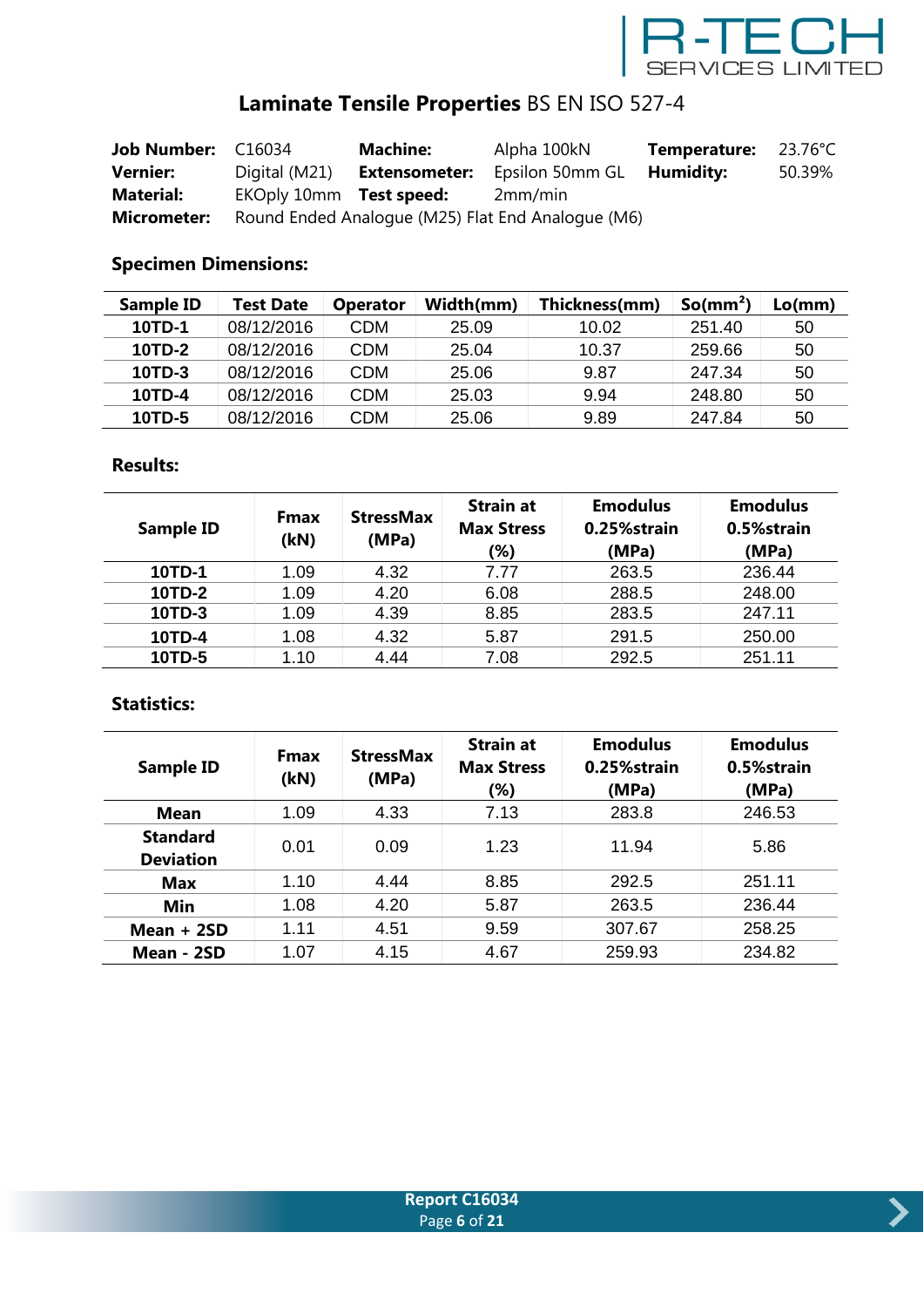# Laminate Tensile Properties BS EN ISO 527-4

| | | | | | |
|---|---|---|---|---|---|
| **Job Number:** | C16034 | **Machine:** | Alpha 100kN | **Temperature:** | 23.76°C |
| **Vernier:** | Digital (M21) | **Extensometer:** | Epsilon 50mm GL | **Humidity:** | 50.39% |
| **Material:** | EKOply 10mm | **Test speed:** | 2mm/min | | |
| **Micrometer:** | Round Ended Analogue (M25) Flat End Analogue (M6) | | | | |

## Specimen Dimensions:

| Sample ID | Test Date | Operator | Width(mm) | Thickness(mm) | So(mm²) | Lo(mm) |
|---|---|---|---|---|---|---|
| **10TD-1** | 08/12/2016 | CDM | 25.09 | 10.02 | 251.40 | 50 |
| **10TD-2** | 08/12/2016 | CDM | 25.04 | 10.37 | 259.66 | 50 |
| **10TD-3** | 08/12/2016 | CDM | 25.06 | 9.87 | 247.34 | 50 |
| **10TD-4** | 08/12/2016 | CDM | 25.03 | 9.94 | 248.80 | 50 |
| **10TD-5** | 08/12/2016 | CDM | 25.06 | 9.89 | 247.84 | 50 |

## Results:

| Sample ID | Fmax (kN) | StressMax (MPa) | Strain at Max Stress (%) | Emodulus 0.25%strain (MPa) | Emodulus 0.5%strain (MPa) |
|---|---|---|---|---|---|
| **10TD-1** | 1.09 | 4.32 | 7.77 | 263.5 | 236.44 |
| **10TD-2** | 1.09 | 4.20 | 6.08 | 288.5 | 248.00 |
| **10TD-3** | 1.09 | 4.39 | 8.85 | 283.5 | 247.11 |
| **10TD-4** | 1.08 | 4.32 | 5.87 | 291.5 | 250.00 |
| **10TD-5** | 1.10 | 4.44 | 7.08 | 292.5 | 251.11 |

## Statistics:

| Sample ID | Fmax (kN) | StressMax (MPa) | Strain at Max Stress (%) | Emodulus 0.25%strain (MPa) | Emodulus 0.5%strain (MPa) |
|---|---|---|---|---|---|
| **Mean** | 1.09 | 4.33 | 7.13 | 283.8 | 246.53 |
| **Standard Deviation** | 0.01 | 0.09 | 1.23 | 11.94 | 5.86 |
| **Max** | 1.10 | 4.44 | 8.85 | 292.5 | 251.11 |
| **Min** | 1.08 | 4.20 | 5.87 | 263.5 | 236.44 |
| **Mean + 2SD** | 1.11 | 4.51 | 9.59 | 307.67 | 258.25 |
| **Mean - 2SD** | 1.07 | 4.15 | 4.67 | 259.93 | 234.82 |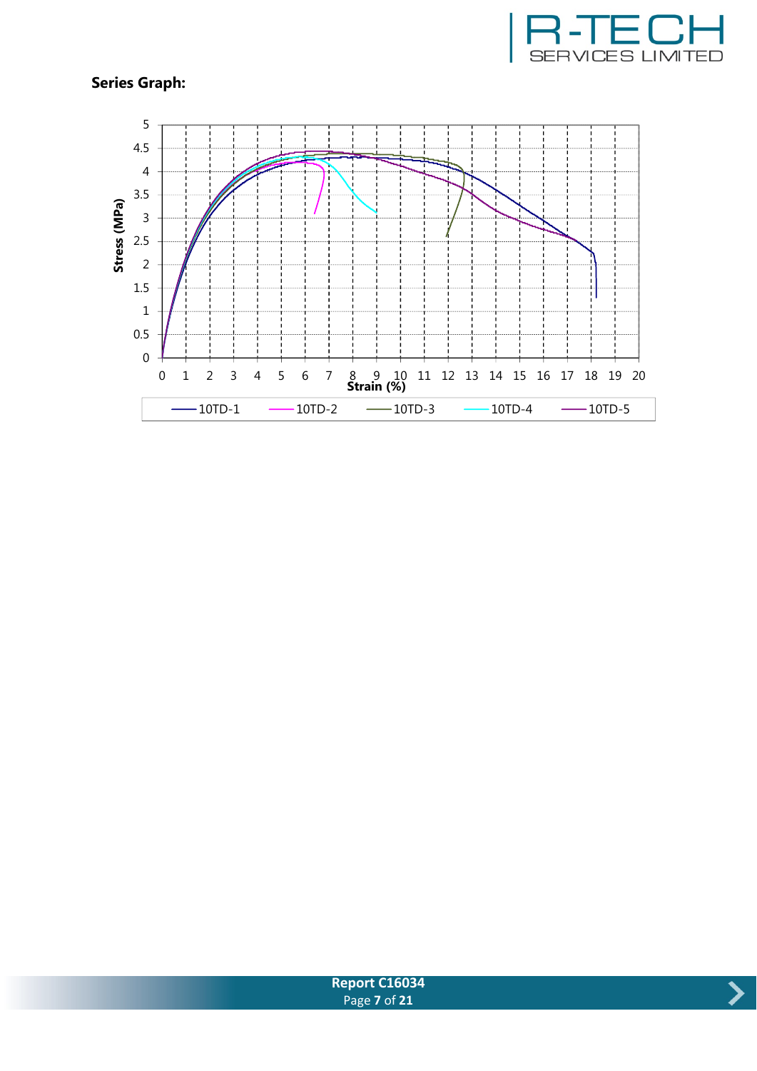**Series Graph:**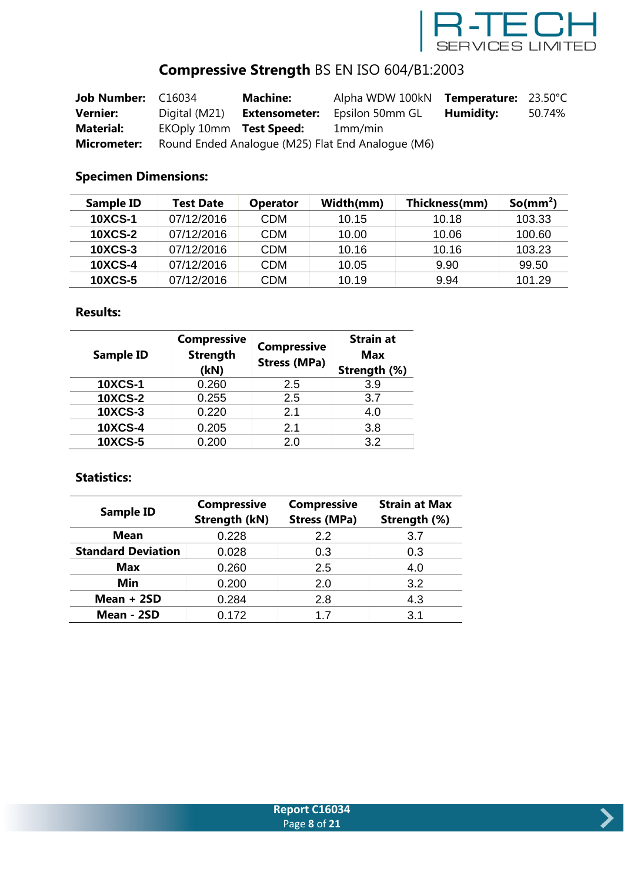R-TECH SERVICES LIMITED

# Compressive Strength BS EN ISO 604/B1:2003

| | | | | | |
|---|---|---|---|---|---|
| **Job Number:** | C16034 | **Machine:** | Alpha WDW 100kN | **Temperature:** | 23.50°C |
| **Vernier:** | Digital (M21) | **Extensometer:** | Epsilon 50mm GL | **Humidity:** | 50.74% |
| **Material:** | EKOply 10mm | **Test Speed:** | 1mm/min | | |
| **Micrometer:** | Round Ended Analogue (M25) Flat End Analogue (M6) | | | | |

## Specimen Dimensions:

| Sample ID | Test Date | Operator | Width(mm) | Thickness(mm) | So($mm^2$) |
|---|---|---|---|---|---|
| **10XCS-1** | 07/12/2016 | CDM | 10.15 | 10.18 | 103.33 |
| **10XCS-2** | 07/12/2016 | CDM | 10.00 | 10.06 | 100.60 |
| **10XCS-3** | 07/12/2016 | CDM | 10.16 | 10.16 | 103.23 |
| **10XCS-4** | 07/12/2016 | CDM | 10.05 | 9.90 | 99.50 |
| **10XCS-5** | 07/12/2016 | CDM | 10.19 | 9.94 | 101.29 |

## Results:

| Sample ID | Compressive Strength (kN) | Compressive Stress (MPa) | Strain at Max Strength (%) |
|---|---|---|---|
| **10XCS-1** | 0.260 | 2.5 | 3.9 |
| **10XCS-2** | 0.255 | 2.5 | 3.7 |
| **10XCS-3** | 0.220 | 2.1 | 4.0 |
| **10XCS-4** | 0.205 | 2.1 | 3.8 |
| **10XCS-5** | 0.200 | 2.0 | 3.2 |

## Statistics:

| Sample ID | Compressive Strength (kN) | Compressive Stress (MPa) | Strain at Max Strength (%) |
|---|---|---|---|
| **Mean** | 0.228 | 2.2 | 3.7 |
| **Standard Deviation** | 0.028 | 0.3 | 0.3 |
| **Max** | 0.260 | 2.5 | 4.0 |
| **Min** | 0.200 | 2.0 | 3.2 |
| **Mean + 2SD** | 0.284 | 2.8 | 4.3 |
| **Mean - 2SD** | 0.172 | 1.7 | 3.1 |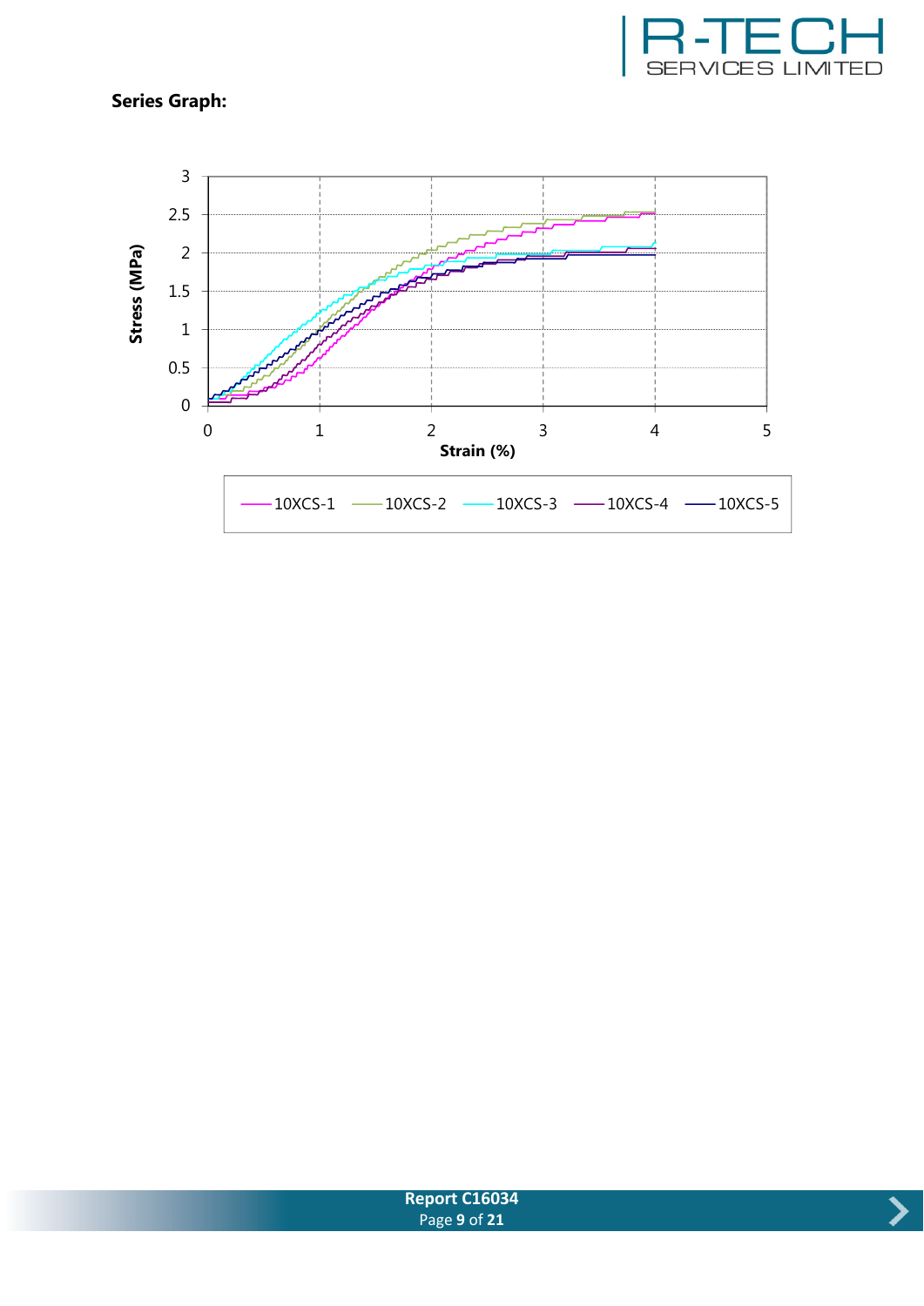**Series Graph:**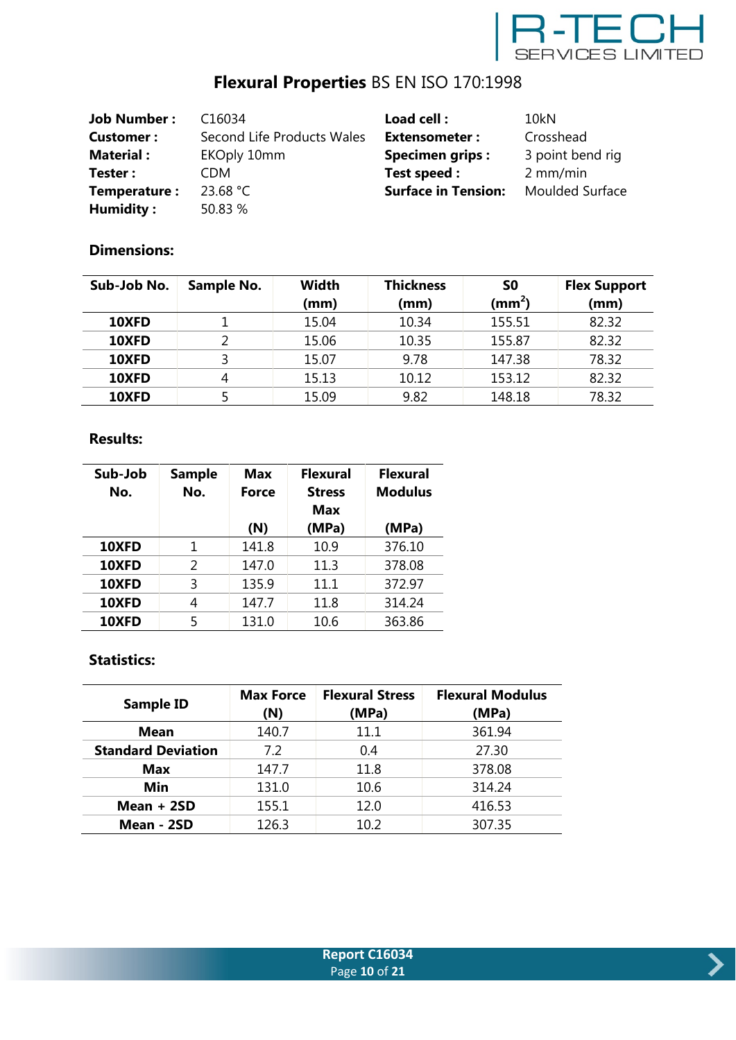# **Flexural Properties** BS EN ISO 170:1998

| | | | |
|---|---|---|---|
| **Job Number :** | C16034 | **Load cell :** | 10kN |
| **Customer :** | Second Life Products Wales | **Extensometer :** | Crosshead |
| **Material :** | EKOply 10mm | **Specimen grips :** | 3 point bend rig |
| **Tester :** | CDM | **Test speed :** | 2 mm/min |
| **Temperature :** | 23.68 °C | **Surface in Tension:** | Moulded Surface |
| **Humidity :** | 50.83 % | | |

## Dimensions:

| Sub-Job No. | Sample No. | Width (mm) | Thickness (mm) | S0 ($mm^2$) | Flex Support (mm) |
|---|---|---|---|---|---|
| **10XFD** | 1 | 15.04 | 10.34 | 155.51 | 82.32 |
| **10XFD** | 2 | 15.06 | 10.35 | 155.87 | 82.32 |
| **10XFD** | 3 | 15.07 | 9.78 | 147.38 | 78.32 |
| **10XFD** | 4 | 15.13 | 10.12 | 153.12 | 82.32 |
| **10XFD** | 5 | 15.09 | 9.82 | 148.18 | 78.32 |

## Results:

| Sub-Job No. | Sample No. | Max Force (N) | Flexural Stress Max (MPa) | Flexural Modulus (MPa) |
|---|---|---|---|---|
| **10XFD** | 1 | 141.8 | 10.9 | 376.10 |
| **10XFD** | 2 | 147.0 | 11.3 | 378.08 |
| **10XFD** | 3 | 135.9 | 11.1 | 372.97 |
| **10XFD** | 4 | 147.7 | 11.8 | 314.24 |
| **10XFD** | 5 | 131.0 | 10.6 | 363.86 |

## Statistics:

| Sample ID | Max Force (N) | Flexural Stress (MPa) | Flexural Modulus (MPa) |
|---|---|---|---|
| **Mean** | 140.7 | 11.1 | 361.94 |
| **Standard Deviation** | 7.2 | 0.4 | 27.30 |
| **Max** | 147.7 | 11.8 | 378.08 |
| **Min** | 131.0 | 10.6 | 314.24 |
| **Mean + 2SD** | 155.1 | 12.0 | 416.53 |
| **Mean - 2SD** | 126.3 | 10.2 | 307.35 |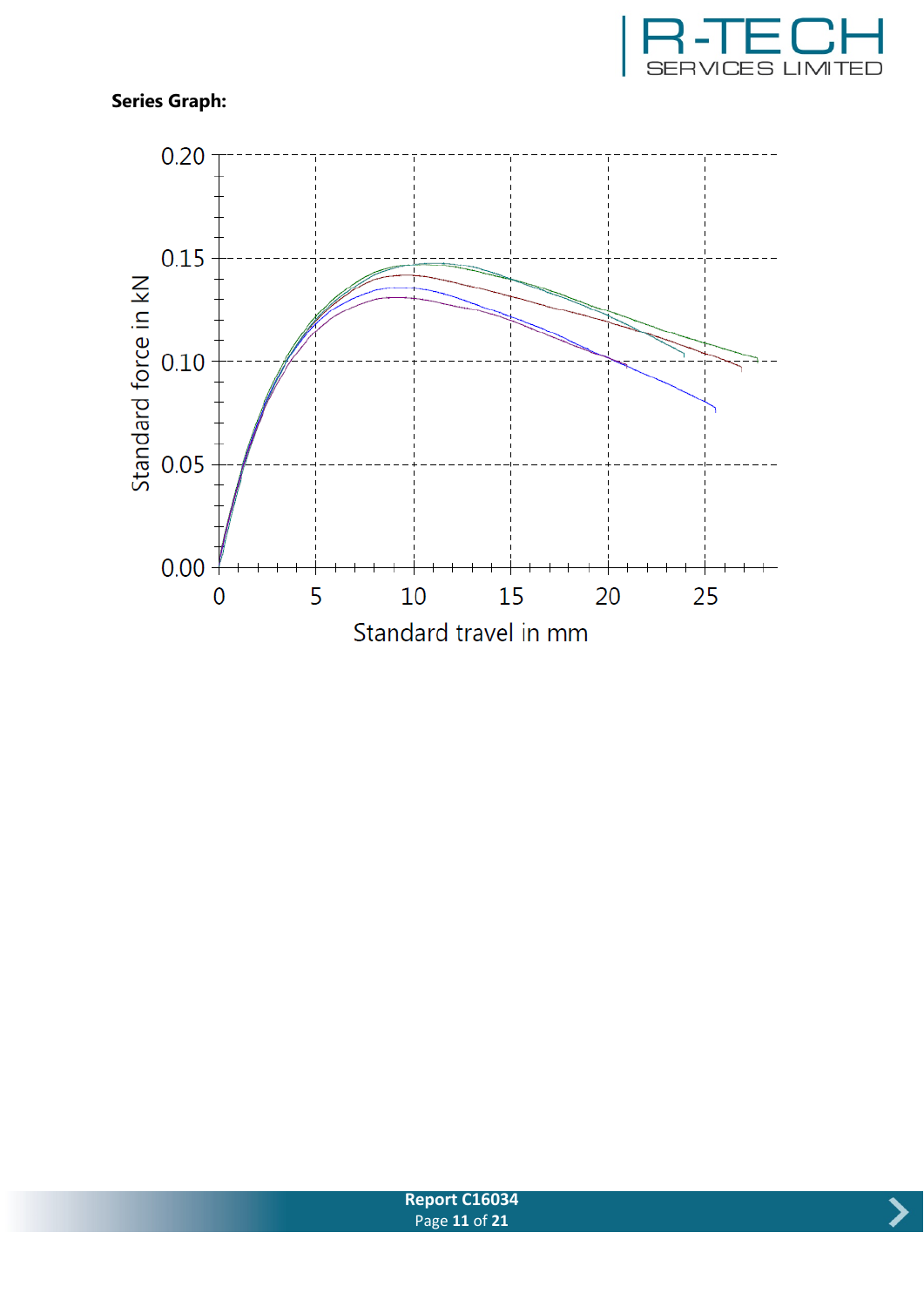**Series Graph:**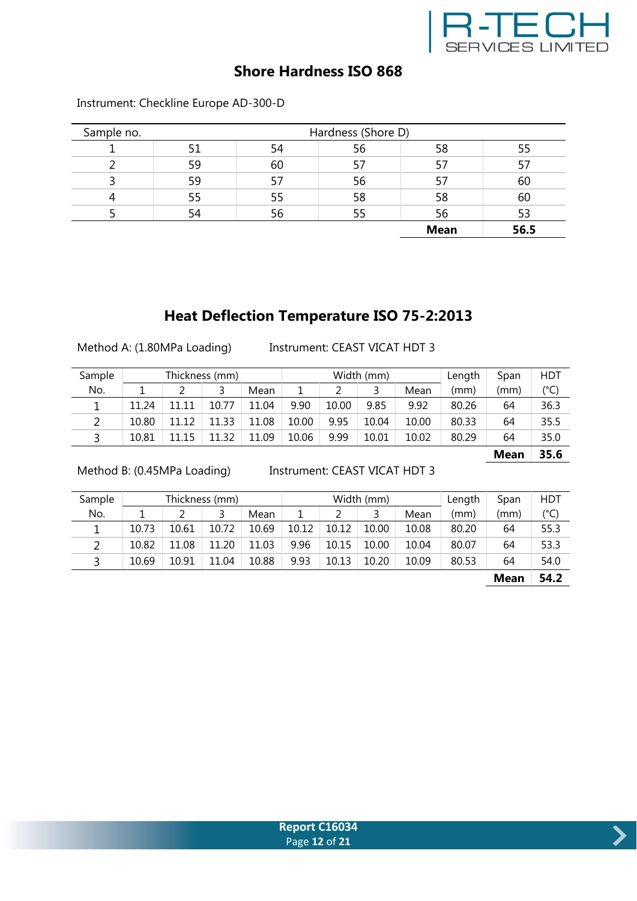## Shore Hardness ISO 868

Instrument: Checkline Europe AD-300-D

| Sample no. | Hardness (Shore D) | | | | |
|---|---|---|---|---|---|
| 1 | 51 | 54 | 56 | 58 | 55 |
| 2 | 59 | 60 | 57 | 57 | 57 |
| 3 | 59 | 57 | 56 | 57 | 60 |
| 4 | 55 | 55 | 58 | 58 | 60 |
| 5 | 54 | 56 | 55 | 56 | 53 |
| | | | | **Mean** | **56.5** |

## Heat Deflection Temperature ISO 75-2:2013

Method A: (1.80MPa Loading) Instrument: CEAST VICAT HDT 3

| Sample | Thickness (mm) | | | | Width (mm) | | | | Length | Span | HDT |
|---|---|---|---|---|---|---|---|---|---|---|---|
| No. | 1 | 2 | 3 | Mean | 1 | 2 | 3 | Mean | (mm) | (mm) | (°C) |
| 1 | 11.24 | 11.11 | 10.77 | 11.04 | 9.90 | 10.00 | 9.85 | 9.92 | 80.26 | 64 | 36.3 |
| 2 | 10.80 | 11.12 | 11.33 | 11.08 | 10.00 | 9.95 | 10.04 | 10.00 | 80.33 | 64 | 35.5 |
| 3 | 10.81 | 11.15 | 11.32 | 11.09 | 10.06 | 9.99 | 10.01 | 10.02 | 80.29 | 64 | 35.0 |
| | | | | | | | | | | **Mean** | **35.6** |

Method B: (0.45MPa Loading) Instrument: CEAST VICAT HDT 3

| Sample | Thickness (mm) | | | | Width (mm) | | | | Length | Span | HDT |
|---|---|---|---|---|---|---|---|---|---|---|---|
| No. | 1 | 2 | 3 | Mean | 1 | 2 | 3 | Mean | (mm) | (mm) | (°C) |
| 1 | 10.73 | 10.61 | 10.72 | 10.69 | 10.12 | 10.12 | 10.00 | 10.08 | 80.20 | 64 | 55.3 |
| 2 | 10.82 | 11.08 | 11.20 | 11.03 | 9.96 | 10.15 | 10.00 | 10.04 | 80.07 | 64 | 53.3 |
| 3 | 10.69 | 10.91 | 11.04 | 10.88 | 9.93 | 10.13 | 10.20 | 10.09 | 80.53 | 64 | 54.0 |
| | | | | | | | | | | **Mean** | **54.2** |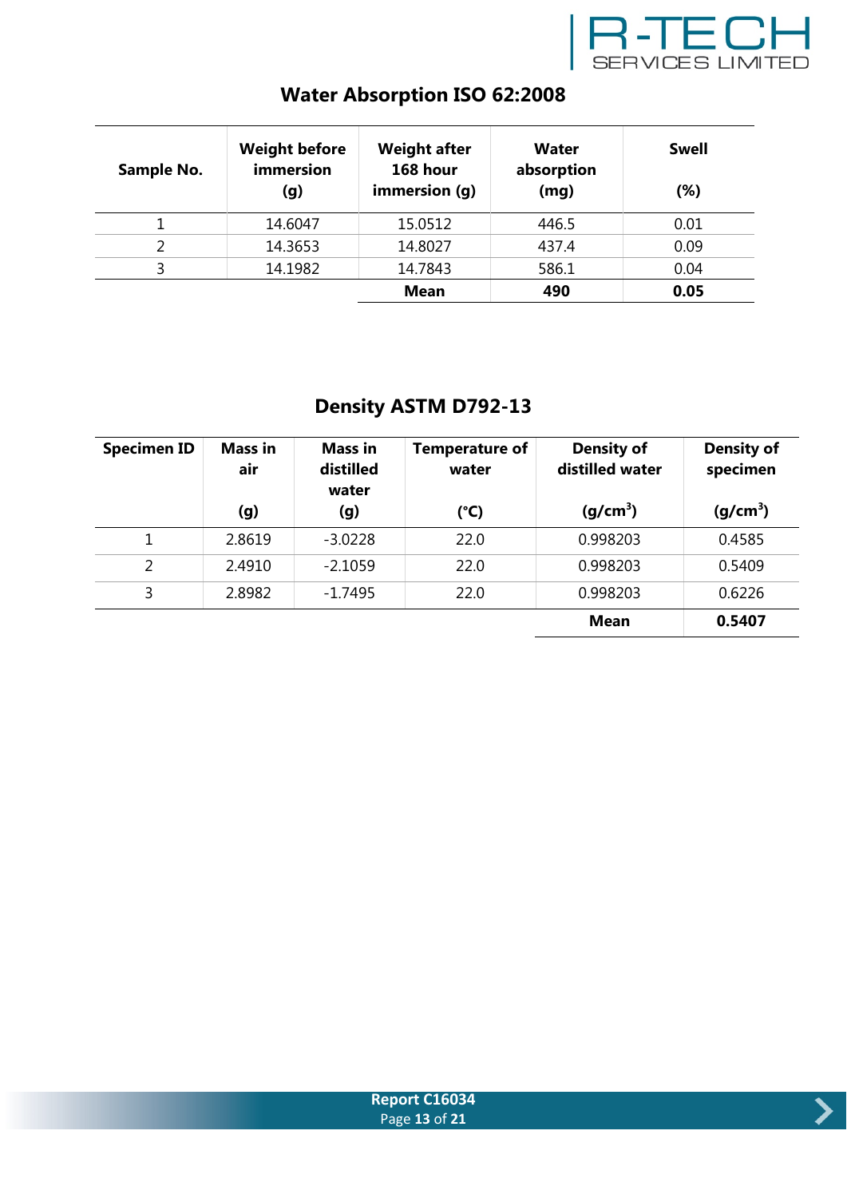## Water Absorption ISO 62:2008

| Sample No. | Weight before immersion (g) | Weight after 168 hour immersion (g) | Water absorption (mg) | Swell (%) |
|---|---|---|---|---|
| 1 | 14.6047 | 15.0512 | 446.5 | 0.01 |
| 2 | 14.3653 | 14.8027 | 437.4 | 0.09 |
| 3 | 14.1982 | 14.7843 | 586.1 | 0.04 |
| | | **Mean** | **490** | **0.05** |

## Density ASTM D792-13

| Specimen ID | Mass in air (g) | Mass in distilled water (g) | Temperature of water (°C) | Density of distilled water ($g/cm^3$) | Density of specimen ($g/cm^3$) |
|---|---|---|---|---|---|
| 1 | 2.8619 | -3.0228 | 22.0 | 0.998203 | 0.4585 |
| 2 | 2.4910 | -2.1059 | 22.0 | 0.998203 | 0.5409 |
| 3 | 2.8982 | -1.7495 | 22.0 | 0.998203 | 0.6226 |
| | | | | **Mean** | **0.5407** |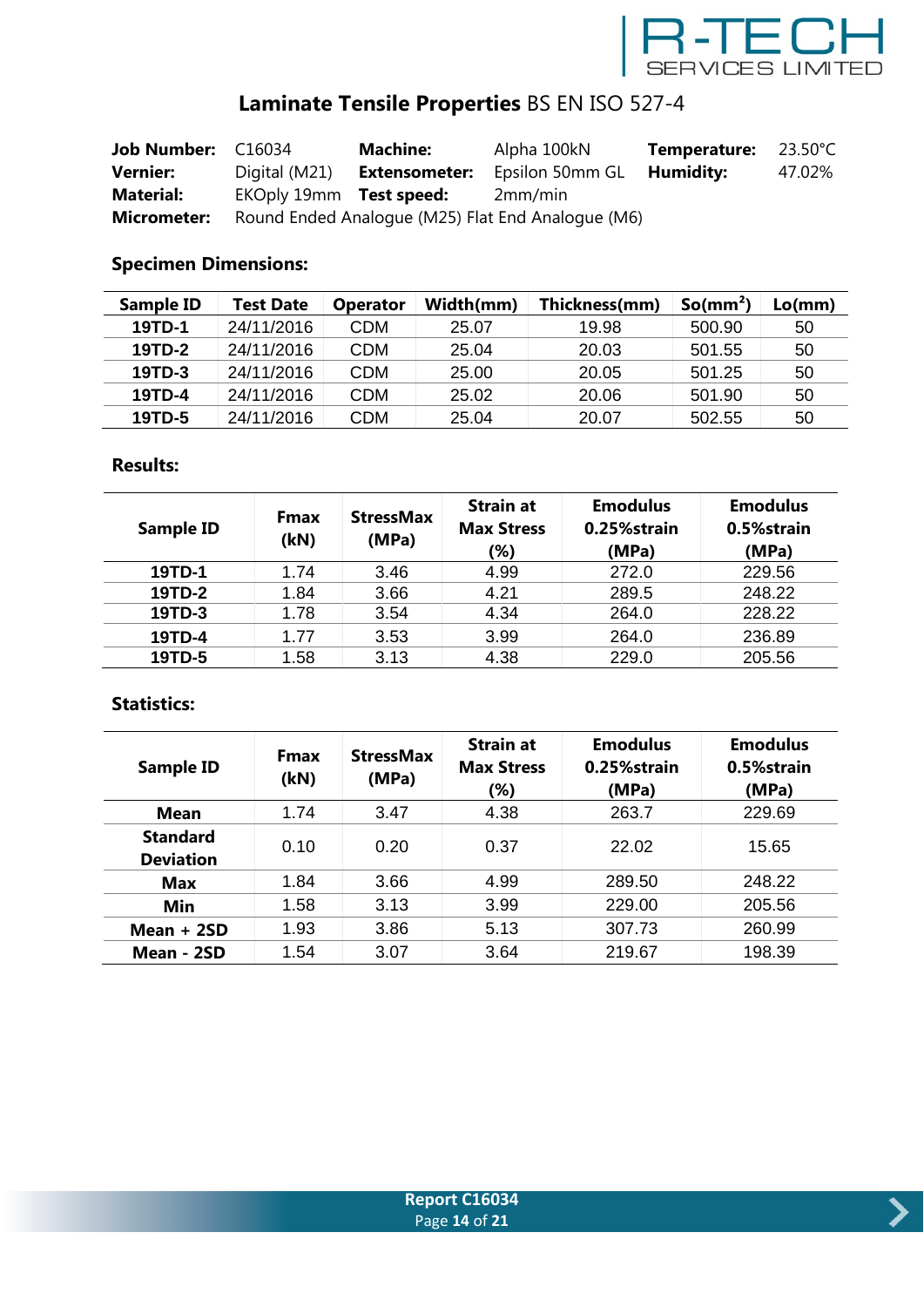# Laminate Tensile Properties BS EN ISO 527-4

| | | | | | |
|---|---|---|---|---|---|
| **Job Number:** | C16034 | **Machine:** | Alpha 100kN | **Temperature:** | 23.50°C |
| **Vernier:** | Digital (M21) | **Extensometer:** | Epsilon 50mm GL | **Humidity:** | 47.02% |
| **Material:** | EKOply 19mm | **Test speed:** | 2mm/min | | |
| **Micrometer:** | Round Ended Analogue (M25) Flat End Analogue (M6) | | | | |

## Specimen Dimensions:

| Sample ID | Test Date | Operator | Width(mm) | Thickness(mm) | So(mm²) | Lo(mm) |
|---|---|---|---|---|---|---|
| **19TD-1** | 24/11/2016 | CDM | 25.07 | 19.98 | 500.90 | 50 |
| **19TD-2** | 24/11/2016 | CDM | 25.04 | 20.03 | 501.55 | 50 |
| **19TD-3** | 24/11/2016 | CDM | 25.00 | 20.05 | 501.25 | 50 |
| **19TD-4** | 24/11/2016 | CDM | 25.02 | 20.06 | 501.90 | 50 |
| **19TD-5** | 24/11/2016 | CDM | 25.04 | 20.07 | 502.55 | 50 |

## Results:

| Sample ID | Fmax (kN) | StressMax (MPa) | Strain at Max Stress (%) | Emodulus 0.25%strain (MPa) | Emodulus 0.5%strain (MPa) |
|---|---|---|---|---|---|
| **19TD-1** | 1.74 | 3.46 | 4.99 | 272.0 | 229.56 |
| **19TD-2** | 1.84 | 3.66 | 4.21 | 289.5 | 248.22 |
| **19TD-3** | 1.78 | 3.54 | 4.34 | 264.0 | 228.22 |
| **19TD-4** | 1.77 | 3.53 | 3.99 | 264.0 | 236.89 |
| **19TD-5** | 1.58 | 3.13 | 4.38 | 229.0 | 205.56 |

## Statistics:

| Sample ID | Fmax (kN) | StressMax (MPa) | Strain at Max Stress (%) | Emodulus 0.25%strain (MPa) | Emodulus 0.5%strain (MPa) |
|---|---|---|---|---|---|
| **Mean** | 1.74 | 3.47 | 4.38 | 263.7 | 229.69 |
| **Standard Deviation** | 0.10 | 0.20 | 0.37 | 22.02 | 15.65 |
| **Max** | 1.84 | 3.66 | 4.99 | 289.50 | 248.22 |
| **Min** | 1.58 | 3.13 | 3.99 | 229.00 | 205.56 |
| **Mean + 2SD** | 1.93 | 3.86 | 5.13 | 307.73 | 260.99 |
| **Mean - 2SD** | 1.54 | 3.07 | 3.64 | 219.67 | 198.39 |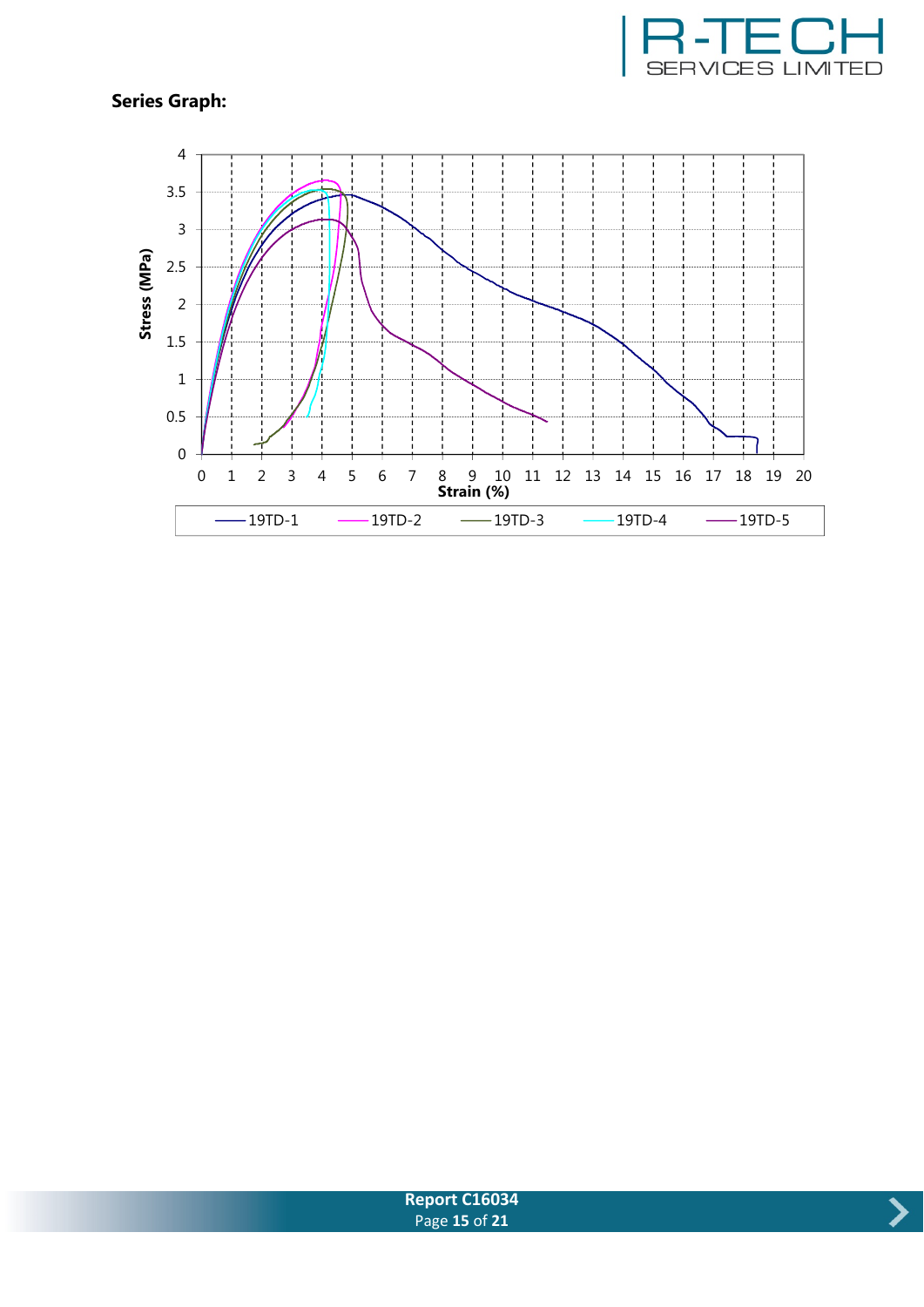**Series Graph:**

Stress (MPa)

4
3.5
3
2.5
2
1.5
1
0.5
0

0 1 2 3 4 5 6 7 8 9 10 11 12 13 14 15 16 17 18 19 20

Strain (%)

19TD-1 19TD-2 19TD-3 19TD-4 19TD-5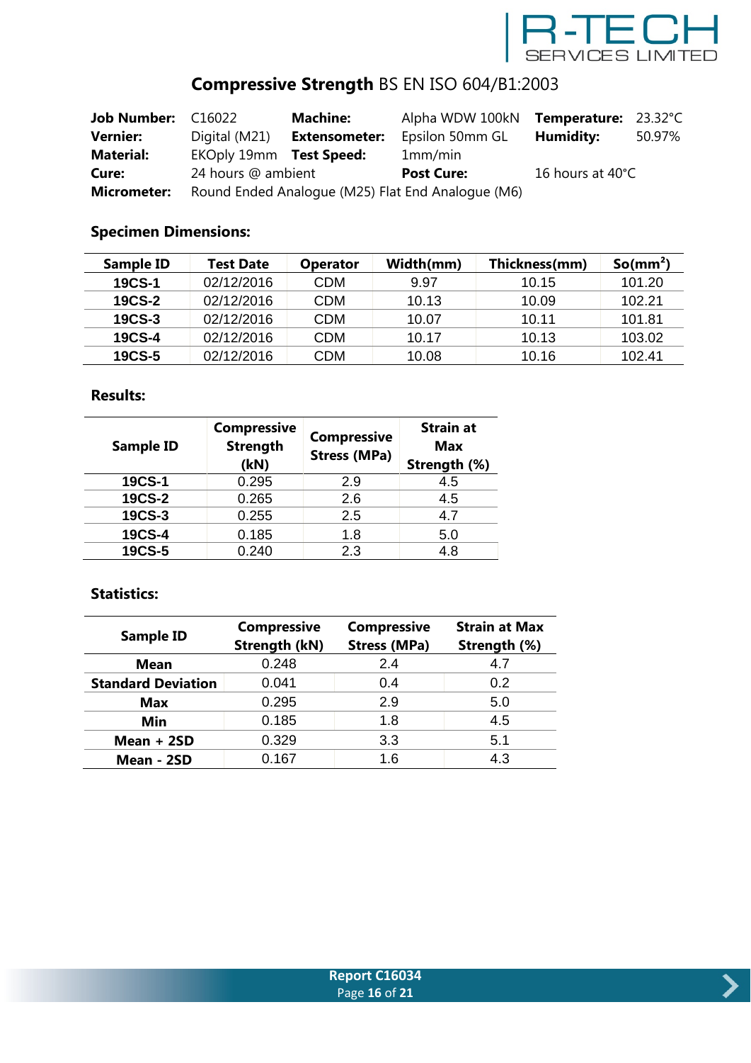# Compressive Strength BS EN ISO 604/B1:2003

| | | | | | |
|---|---|---|---|---|---|
| **Job Number:** | C16022 | **Machine:** | Alpha WDW 100kN | **Temperature:** | 23.32°C |
| **Vernier:** | Digital (M21) | **Extensometer:** | Epsilon 50mm GL | **Humidity:** | 50.97% |
| **Material:** | EKOply 19mm | **Test Speed:** | 1mm/min | | |
| **Cure:** | 24 hours @ ambient | | **Post Cure:** | 16 hours at 40°C | |
| **Micrometer:** | Round Ended Analogue (M25) Flat End Analogue (M6) | | | | |

## Specimen Dimensions:

| Sample ID | Test Date | Operator | Width(mm) | Thickness(mm) | So(mm²) |
|---|---|---|---|---|---|
| **19CS-1** | 02/12/2016 | CDM | 9.97 | 10.15 | 101.20 |
| **19CS-2** | 02/12/2016 | CDM | 10.13 | 10.09 | 102.21 |
| **19CS-3** | 02/12/2016 | CDM | 10.07 | 10.11 | 101.81 |
| **19CS-4** | 02/12/2016 | CDM | 10.17 | 10.13 | 103.02 |
| **19CS-5** | 02/12/2016 | CDM | 10.08 | 10.16 | 102.41 |

## Results:

| Sample ID | Compressive Strength (kN) | Compressive Stress (MPa) | Strain at Max Strength (%) |
|---|---|---|---|
| **19CS-1** | 0.295 | 2.9 | 4.5 |
| **19CS-2** | 0.265 | 2.6 | 4.5 |
| **19CS-3** | 0.255 | 2.5 | 4.7 |
| **19CS-4** | 0.185 | 1.8 | 5.0 |
| **19CS-5** | 0.240 | 2.3 | 4.8 |

## Statistics:

| Sample ID | Compressive Strength (kN) | Compressive Stress (MPa) | Strain at Max Strength (%) |
|---|---|---|---|
| **Mean** | 0.248 | 2.4 | 4.7 |
| **Standard Deviation** | 0.041 | 0.4 | 0.2 |
| **Max** | 0.295 | 2.9 | 5.0 |
| **Min** | 0.185 | 1.8 | 4.5 |
| **Mean + 2SD** | 0.329 | 3.3 | 5.1 |
| **Mean - 2SD** | 0.167 | 1.6 | 4.3 |

**Report C16034**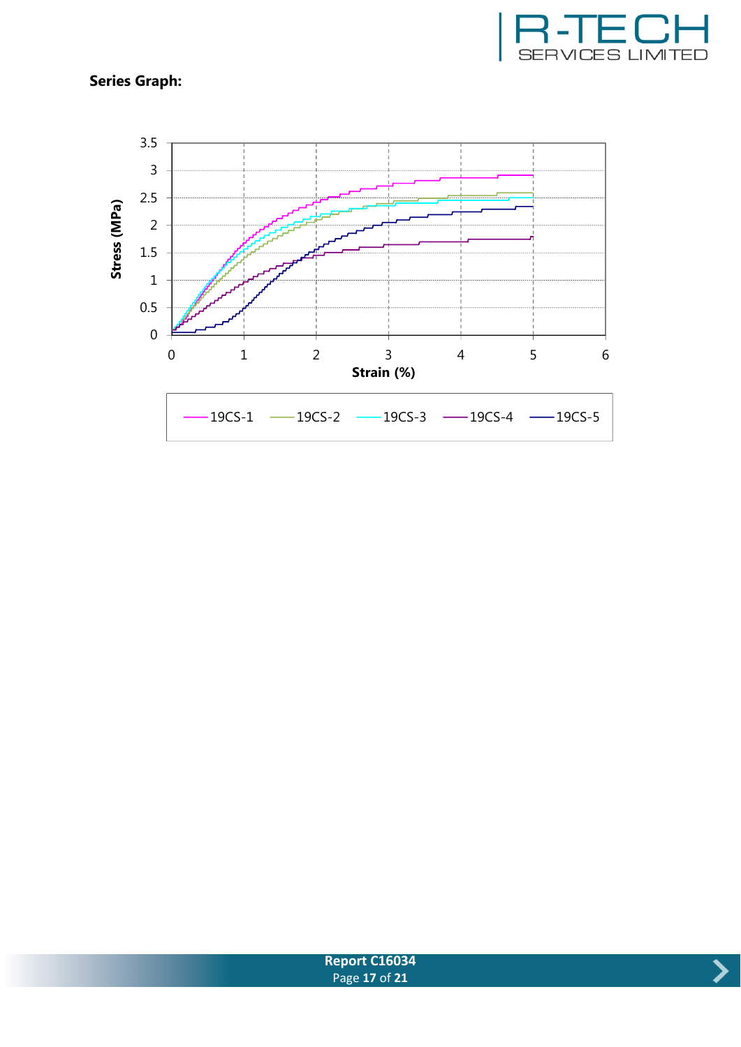**Series Graph:**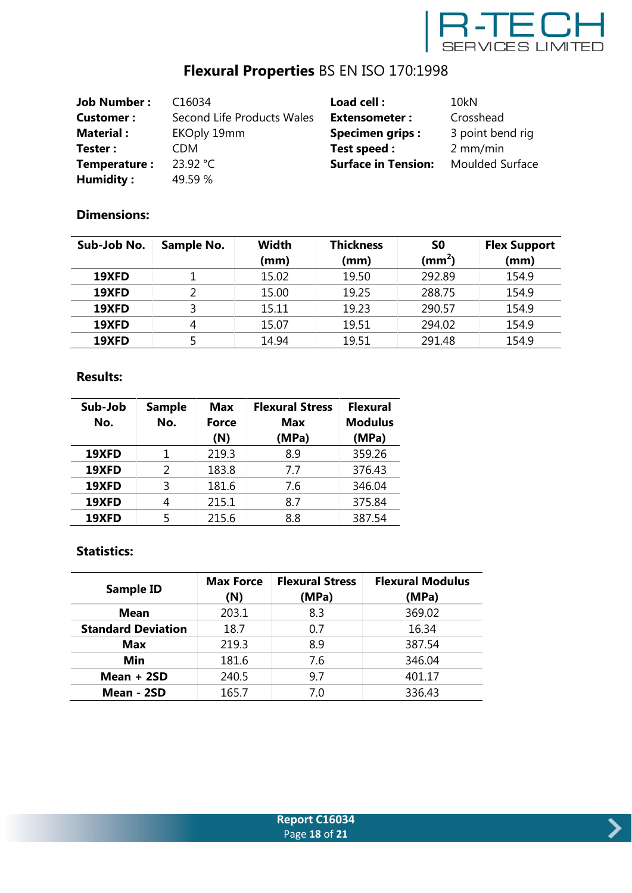# **Flexural Properties** BS EN ISO 170:1998

| | | | |
|---|---|---|---|
| **Job Number :** | C16034 | **Load cell :** | 10kN |
| **Customer :** | Second Life Products Wales | **Extensometer :** | Crosshead |
| **Material :** | EKOply 19mm | **Specimen grips :** | 3 point bend rig |
| **Tester :** | CDM | **Test speed :** | 2 mm/min |
| **Temperature :** | 23.92 °C | **Surface in Tension:** | Moulded Surface |
| **Humidity :** | 49.59 % | | |

### Dimensions:

| Sub-Job No. | Sample No. | Width (mm) | Thickness (mm) | S0 ($mm^2$) | Flex Support (mm) |
|---|---|---|---|---|---|
| **19XFD** | 1 | 15.02 | 19.50 | 292.89 | 154.9 |
| **19XFD** | 2 | 15.00 | 19.25 | 288.75 | 154.9 |
| **19XFD** | 3 | 15.11 | 19.23 | 290.57 | 154.9 |
| **19XFD** | 4 | 15.07 | 19.51 | 294.02 | 154.9 |
| **19XFD** | 5 | 14.94 | 19.51 | 291.48 | 154.9 |

### Results:

| Sub-Job No. | Sample No. | Max Force (N) | Flexural Stress Max (MPa) | Flexural Modulus (MPa) |
|---|---|---|---|---|
| **19XFD** | 1 | 219.3 | 8.9 | 359.26 |
| **19XFD** | 2 | 183.8 | 7.7 | 376.43 |
| **19XFD** | 3 | 181.6 | 7.6 | 346.04 |
| **19XFD** | 4 | 215.1 | 8.7 | 375.84 |
| **19XFD** | 5 | 215.6 | 8.8 | 387.54 |

### Statistics:

| Sample ID | Max Force (N) | Flexural Stress (MPa) | Flexural Modulus (MPa) |
|---|---|---|---|
| **Mean** | 203.1 | 8.3 | 369.02 |
| **Standard Deviation** | 18.7 | 0.7 | 16.34 |
| **Max** | 219.3 | 8.9 | 387.54 |
| **Min** | 181.6 | 7.6 | 346.04 |
| **Mean + 2SD** | 240.5 | 9.7 | 401.17 |
| **Mean - 2SD** | 165.7 | 7.0 | 336.43 |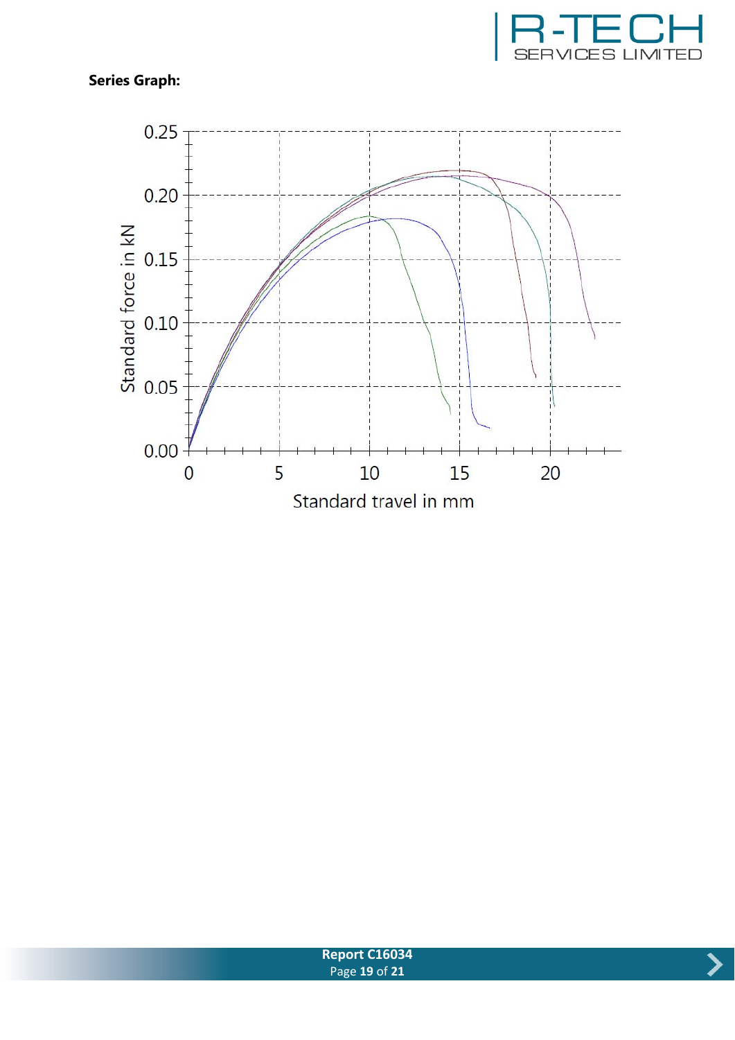**Series Graph:**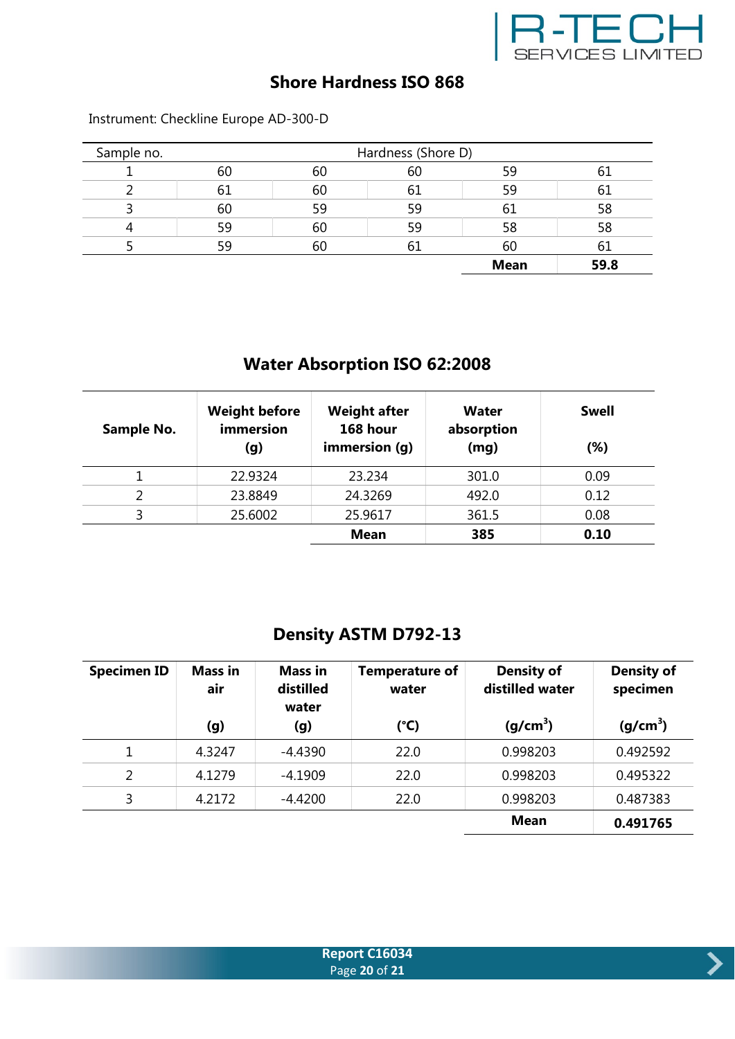## Shore Hardness ISO 868

Instrument: Checkline Europe AD-300-D

| Sample no. | Hardness (Shore D) | | | | |
|---|---|---|---|---|---|
| 1 | 60 | 60 | 60 | 59 | 61 |
| 2 | 61 | 60 | 61 | 59 | 61 |
| 3 | 60 | 59 | 59 | 61 | 58 |
| 4 | 59 | 60 | 59 | 58 | 58 |
| 5 | 59 | 60 | 61 | 60 | 61 |
| | | | | **Mean** | **59.8** |

## Water Absorption ISO 62:2008

| Sample No. | Weight before immersion (g) | Weight after 168 hour immersion (g) | Water absorption (mg) | Swell (%) |
|---|---|---|---|---|
| 1 | 22.9324 | 23.234 | 301.0 | 0.09 |
| 2 | 23.8849 | 24.3269 | 492.0 | 0.12 |
| 3 | 25.6002 | 25.9617 | 361.5 | 0.08 |
| | | **Mean** | **385** | **0.10** |

## Density ASTM D792-13

| Specimen ID | Mass in air (g) | Mass in distilled water (g) | Temperature of water (°C) | Density of distilled water ($g/cm^3$) | Density of specimen ($g/cm^3$) |
|---|---|---|---|---|---|
| 1 | 4.3247 | -4.4390 | 22.0 | 0.998203 | 0.492592 |
| 2 | 4.1279 | -4.1909 | 22.0 | 0.998203 | 0.495322 |
| 3 | 4.2172 | -4.4200 | 22.0 | 0.998203 | 0.487383 |
| | | | | **Mean** | **0.491765** |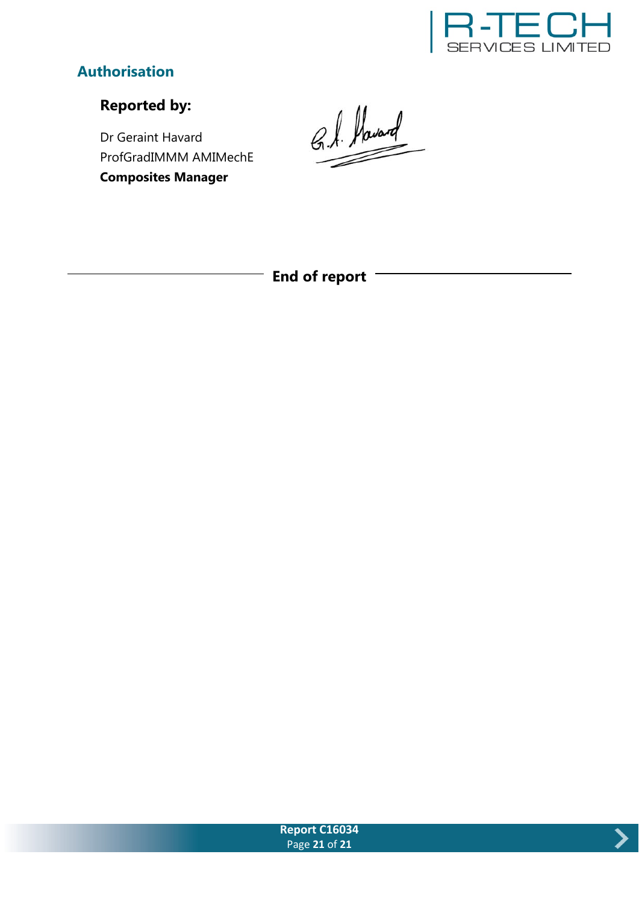## Authorisation

**Reported by:**

Dr Geraint Havard
ProfGradIMMM AMIMechE
**Composites Manager**

**End of report**